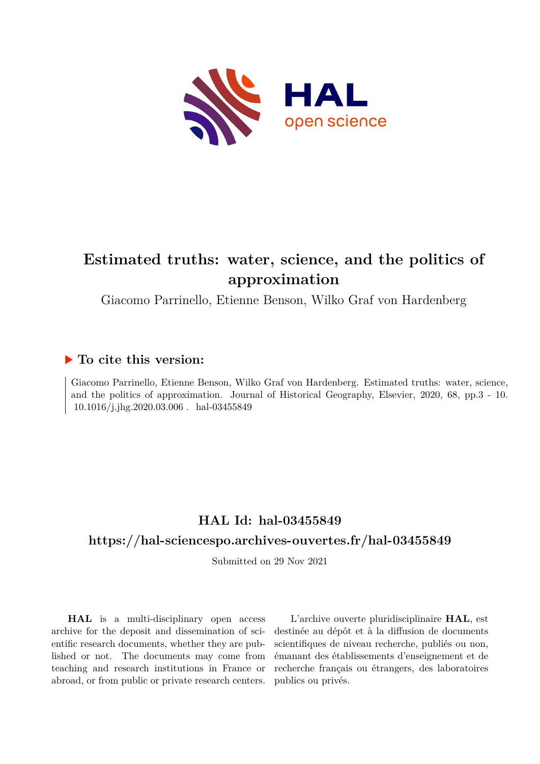# Estimated truths: water, science, and the politics of approximation

Giacomo Parrinello, Etienne Benson, Wilko Graf von Hardenberg

## ▶ To cite this version:

Giacomo Parrinello, Etienne Benson, Wilko Graf von Hardenberg. Estimated truths: water, science, and the politics of approximation. Journal of Historical Geography, Elsevier, 2020, 68, pp.3 - 10. 10.1016/j.jhg.2020.03.006 . hal-03455849

## HAL Id: hal-03455849

## https://hal-sciencespo.archives-ouvertes.fr/hal-03455849

Submitted on 29 Nov 2021

**HAL** is a multi-disciplinary open access archive for the deposit and dissemination of scientific research documents, whether they are published or not. The documents may come from teaching and research institutions in France or abroad, or from public or private research centers.

L'archive ouverte pluridisciplinaire **HAL**, est destinée au dépôt et à la diffusion de documents scientifiques de niveau recherche, publiés ou non, émanant des établissements d'enseignement et de recherche français ou étrangers, des laboratoires publics ou privés.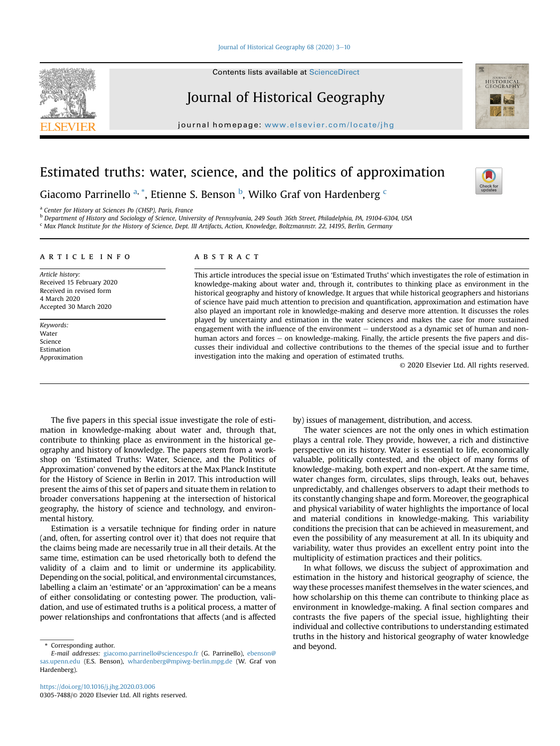# Estimated truths: water, science, and the politics of approximation

Giacomo Parrinello [a,*], Etienne S. Benson [b], Wilko Graf von Hardenberg [c]

[a] Center for History at Sciences Po (CHSP), Paris, France
[b] Department of History and Sociology of Science, University of Pennsylvania, 249 South 36th Street, Philadelphia, PA, 19104-6304, USA
[c] Max Planck Institute for the History of Science, Dept. III Artifacts, Action, Knowledge, Boltzmannstr. 22, 14195, Berlin, Germany

## ARTICLE INFO

*Article history:*
Received 15 February 2020
Received in revised form
4 March 2020
Accepted 30 March 2020

*Keywords:*
Water
Science
Estimation
Approximation

## ABSTRACT

This article introduces the special issue on 'Estimated Truths' which investigates the role of estimation in knowledge-making about water and, through it, contributes to thinking place as environment in the historical geography and history of knowledge. It argues that while historical geographers and historians of science have paid much attention to precision and quantification, approximation and estimation have also played an important role in knowledge-making and deserve more attention. It discusses the roles played by uncertainty and estimation in the water sciences and makes the case for more sustained engagement with the influence of the environment – understood as a dynamic set of human and non-human actors and forces – on knowledge-making. Finally, the article presents the five papers and discusses their individual and collective contributions to the themes of the special issue and to further investigation into the making and operation of estimated truths.

© 2020 Elsevier Ltd. All rights reserved.

The five papers in this special issue investigate the role of estimation in knowledge-making about water and, through that, contribute to thinking place as environment in the historical geography and history of knowledge. The papers stem from a workshop on 'Estimated Truths: Water, Science, and the Politics of Approximation' convened by the editors at the Max Planck Institute for the History of Science in Berlin in 2017. This introduction will present the aims of this set of papers and situate them in relation to broader conversations happening at the intersection of historical geography, the history of science and technology, and environmental history.

Estimation is a versatile technique for finding order in nature (and, often, for asserting control over it) that does not require that the claims being made are necessarily true in all their details. At the same time, estimation can be used rhetorically both to defend the validity of a claim and to limit or undermine its applicability. Depending on the social, political, and environmental circumstances, labelling a claim an 'estimate' or an 'approximation' can be a means of either consolidating or contesting power. The production, validation, and use of estimated truths is a political process, a matter of power relationships and confrontations that affects (and is affected by) issues of management, distribution, and access.

The water sciences are not the only ones in which estimation plays a central role. They provide, however, a rich and distinctive perspective on its history. Water is essential to life, economically valuable, politically contested, and the object of many forms of knowledge-making, both expert and non-expert. At the same time, water changes form, circulates, slips through, leaks out, behaves unpredictably, and challenges observers to adapt their methods to its constantly changing shape and form. Moreover, the geographical and physical variability of water highlights the importance of local and material conditions in knowledge-making. This variability conditions the precision that can be achieved in measurement, and even the possibility of any measurement at all. In its ubiquity and variability, water thus provides an excellent entry point into the multiplicity of estimation practices and their politics.

In what follows, we discuss the subject of approximation and estimation in the history and historical geography of science, the way these processes manifest themselves in the water sciences, and how scholarship on this theme can contribute to thinking place as environment in knowledge-making. A final section compares and contrasts the five papers of the special issue, highlighting their individual and collective contributions to understanding estimated truths in the history and historical geography of water knowledge and beyond.

* Corresponding author.
*E-mail addresses:* giacomo.parrinello@sciencespo.fr (G. Parrinello), ebenson@sas.upenn.edu (E.S. Benson), whardenberg@mpiwg-berlin.mpg.de (W. Graf von Hardenberg).

https://doi.org/10.1016/j.jhg.2020.03.006
0305-7488/© 2020 Elsevier Ltd. All rights reserved.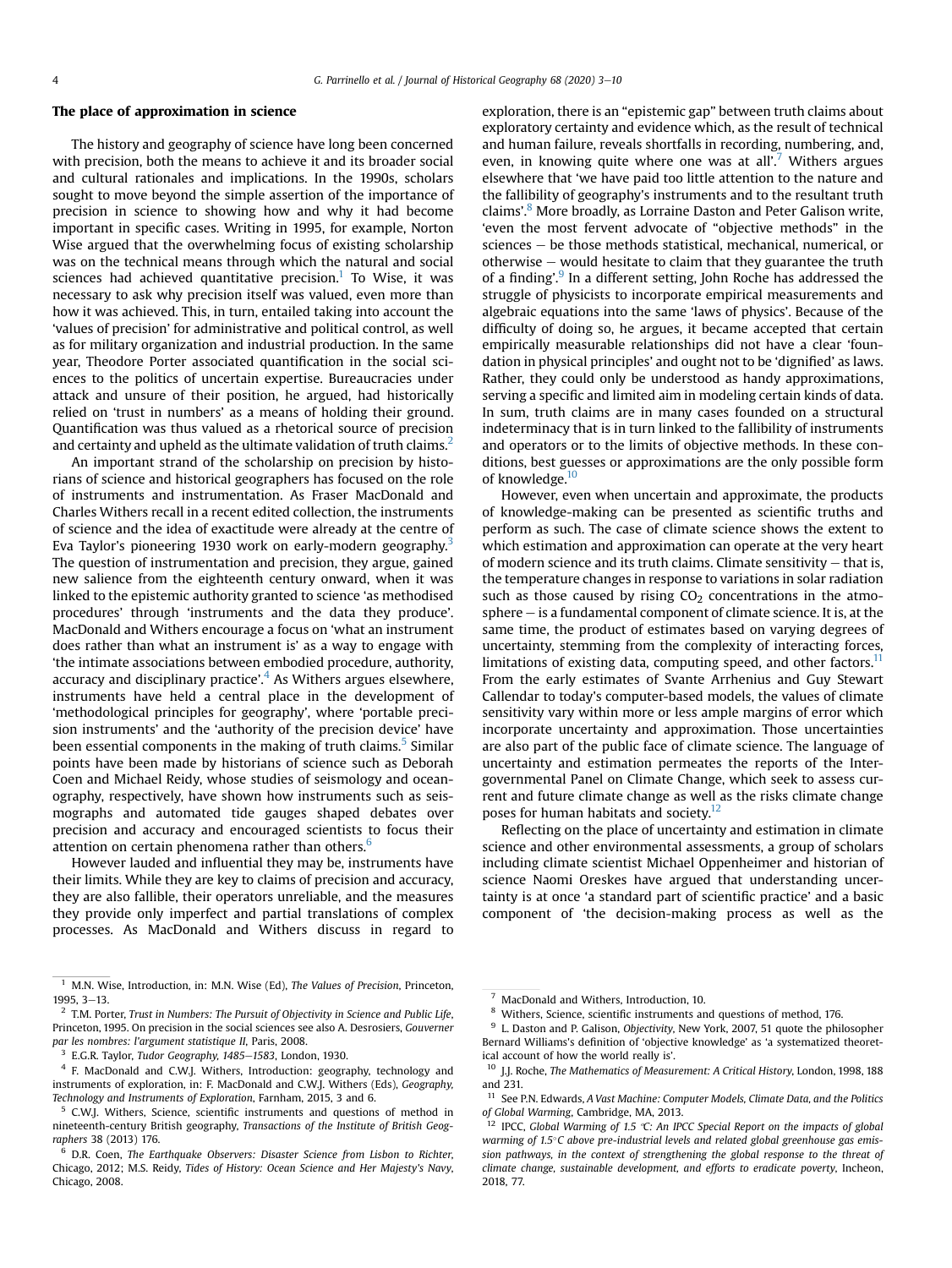## The place of approximation in science

The history and geography of science have long been concerned with precision, both the means to achieve it and its broader social and cultural rationales and implications. In the 1990s, scholars sought to move beyond the simple assertion of the importance of precision in science to showing how and why it had become important in specific cases. Writing in 1995, for example, Norton Wise argued that the overwhelming focus of existing scholarship was on the technical means through which the natural and social sciences had achieved quantitative precision.[1] To Wise, it was necessary to ask why precision itself was valued, even more than how it was achieved. This, in turn, entailed taking into account the 'values of precision' for administrative and political control, as well as for military organization and industrial production. In the same year, Theodore Porter associated quantification in the social sciences to the politics of uncertain expertise. Bureaucracies under attack and unsure of their position, he argued, had historically relied on 'trust in numbers' as a means of holding their ground. Quantification was thus valued as a rhetorical source of precision and certainty and upheld as the ultimate validation of truth claims.[2]

An important strand of the scholarship on precision by historians of science and historical geographers has focused on the role of instruments and instrumentation. As Fraser MacDonald and Charles Withers recall in a recent edited collection, the instruments of science and the idea of exactitude were already at the centre of Eva Taylor's pioneering 1930 work on early-modern geography.[3] The question of instrumentation and precision, they argue, gained new salience from the eighteenth century onward, when it was linked to the epistemic authority granted to science 'as methodised procedures' through 'instruments and the data they produce'. MacDonald and Withers encourage a focus on 'what an instrument does rather than what an instrument is' as a way to engage with 'the intimate associations between embodied procedure, authority, accuracy and disciplinary practice'.[4] As Withers argues elsewhere, instruments have held a central place in the development of 'methodological principles for geography', where 'portable precision instruments' and the 'authority of the precision device' have been essential components in the making of truth claims.[5] Similar points have been made by historians of science such as Deborah Coen and Michael Reidy, whose studies of seismology and oceanography, respectively, have shown how instruments such as seismographs and automated tide gauges shaped debates over precision and accuracy and encouraged scientists to focus their attention on certain phenomena rather than others.[6]

However lauded and influential they may be, instruments have their limits. While they are key to claims of precision and accuracy, they are also fallible, their operators unreliable, and the measures they provide only imperfect and partial translations of complex processes. As MacDonald and Withers discuss in regard to exploration, there is an "epistemic gap" between truth claims about exploratory certainty and evidence which, as the result of technical and human failure, reveals shortfalls in recording, numbering, and, even, in knowing quite where one was at all'.[7] Withers argues elsewhere that 'we have paid too little attention to the nature and the fallibility of geography's instruments and to the resultant truth claims'.[8] More broadly, as Lorraine Daston and Peter Galison write, 'even the most fervent advocate of "objective methods" in the sciences – be those methods statistical, mechanical, numerical, or otherwise – would hesitate to claim that they guarantee the truth of a finding'.[9] In a different setting, John Roche has addressed the struggle of physicists to incorporate empirical measurements and algebraic equations into the same 'laws of physics'. Because of the difficulty of doing so, he argues, it became accepted that certain empirically measurable relationships did not have a clear 'foundation in physical principles' and ought not to be 'dignified' as laws. Rather, they could only be understood as handy approximations, serving a specific and limited aim in modeling certain kinds of data. In sum, truth claims are in many cases founded on a structural indeterminacy that is in turn linked to the fallibility of instruments and operators or to the limits of objective methods. In these conditions, best guesses or approximations are the only possible form of knowledge.[10]

However, even when uncertain and approximate, the products of knowledge-making can be presented as scientific truths and perform as such. The case of climate science shows the extent to which estimation and approximation can operate at the very heart of modern science and its truth claims. Climate sensitivity – that is, the temperature changes in response to variations in solar radiation such as those caused by rising $CO_2$ concentrations in the atmosphere – is a fundamental component of climate science. It is, at the same time, the product of estimates based on varying degrees of uncertainty, stemming from the complexity of interacting forces, limitations of existing data, computing speed, and other factors.[11] From the early estimates of Svante Arrhenius and Guy Stewart Callendar to today's computer-based models, the values of climate sensitivity vary within more or less ample margins of error which incorporate uncertainty and approximation. Those uncertainties are also part of the public face of climate science. The language of uncertainty and estimation permeates the reports of the Intergovernmental Panel on Climate Change, which seek to assess current and future climate change as well as the risks climate change poses for human habitats and society.[12]

Reflecting on the place of uncertainty and estimation in climate science and other environmental assessments, a group of scholars including climate scientist Michael Oppenheimer and historian of science Naomi Oreskes have argued that understanding uncertainty is at once 'a standard part of scientific practice' and a basic component of 'the decision-making process as well as the

---

[1] M.N. Wise, Introduction, in: M.N. Wise (Ed), *The Values of Precision*, Princeton, 1995, 3–13.

[2] T.M. Porter, *Trust in Numbers: The Pursuit of Objectivity in Science and Public Life*, Princeton, 1995. On precision in the social sciences see also A. Desrosiers, *Gouverner par les nombres: l'argument statistique II*, Paris, 2008.

[3] E.G.R. Taylor, *Tudor Geography, 1485–1583*, London, 1930.

[4] F. MacDonald and C.W.J. Withers, Introduction: geography, technology and instruments of exploration, in: F. MacDonald and C.W.J. Withers (Eds), *Geography, Technology and Instruments of Exploration*, Farnham, 2015, 3 and 6.

[5] C.W.J. Withers, Science, scientific instruments and questions of method in nineteenth-century British geography, *Transactions of the Institute of British Geographers* 38 (2013) 176.

[6] D.R. Coen, *The Earthquake Observers: Disaster Science from Lisbon to Richter*, Chicago, 2012; M.S. Reidy, *Tides of History: Ocean Science and Her Majesty's Navy*, Chicago, 2008.

[7] MacDonald and Withers, Introduction, 10.

[8] Withers, Science, scientific instruments and questions of method, 176.

[9] L. Daston and P. Galison, *Objectivity*, New York, 2007, 51 quote the philosopher Bernard Williams's definition of 'objective knowledge' as 'a systematized theoretical account of how the world really is'.

[10] J.J. Roche, *The Mathematics of Measurement: A Critical History*, London, 1998, 188 and 231.

[11] See P.N. Edwards, *A Vast Machine: Computer Models, Climate Data, and the Politics of Global Warming*, Cambridge, MA, 2013.

[12] IPCC, *Global Warming of 1.5 °C: An IPCC Special Report on the impacts of global warming of 1.5°C above pre-industrial levels and related global greenhouse gas emission pathways, in the context of strengthening the global response to the threat of climate change, sustainable development, and efforts to eradicate poverty*, Incheon, 2018, 77.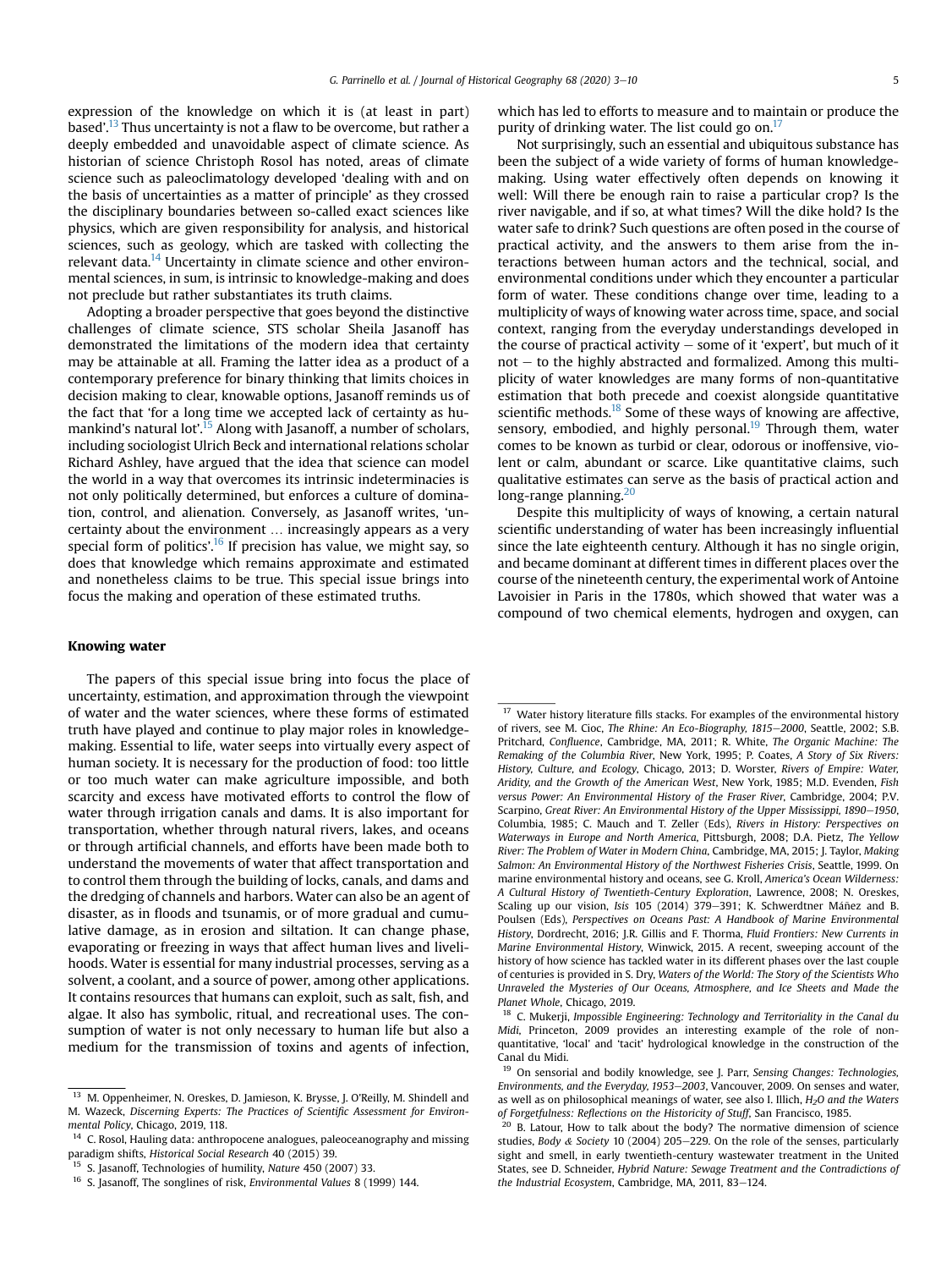expression of the knowledge on which it is (at least in part) based'.[13] Thus uncertainty is not a flaw to be overcome, but rather a deeply embedded and unavoidable aspect of climate science. As historian of science Christoph Rosol has noted, areas of climate science such as paleoclimatology developed 'dealing with and on the basis of uncertainties as a matter of principle' as they crossed the disciplinary boundaries between so-called exact sciences like physics, which are given responsibility for analysis, and historical sciences, such as geology, which are tasked with collecting the relevant data.[14] Uncertainty in climate science and other environmental sciences, in sum, is intrinsic to knowledge-making and does not preclude but rather substantiates its truth claims.

Adopting a broader perspective that goes beyond the distinctive challenges of climate science, STS scholar Sheila Jasanoff has demonstrated the limitations of the modern idea that certainty may be attainable at all. Framing the latter idea as a product of a contemporary preference for binary thinking that limits choices in decision making to clear, knowable options, Jasanoff reminds us of the fact that 'for a long time we accepted lack of certainty as humankind's natural lot'.[15] Along with Jasanoff, a number of scholars, including sociologist Ulrich Beck and international relations scholar Richard Ashley, have argued that the idea that science can model the world in a way that overcomes its intrinsic indeterminacies is not only politically determined, but enforces a culture of domination, control, and alienation. Conversely, as Jasanoff writes, 'uncertainty about the environment … increasingly appears as a very special form of politics'.[16] If precision has value, we might say, so does that knowledge which remains approximate and estimated and nonetheless claims to be true. This special issue brings into focus the making and operation of these estimated truths.

## Knowing water

The papers of this special issue bring into focus the place of uncertainty, estimation, and approximation through the viewpoint of water and the water sciences, where these forms of estimated truth have played and continue to play major roles in knowledge-making. Essential to life, water seeps into virtually every aspect of human society. It is necessary for the production of food: too little or too much water can make agriculture impossible, and both scarcity and excess have motivated efforts to control the flow of water through irrigation canals and dams. It is also important for transportation, whether through natural rivers, lakes, and oceans or through artificial channels, and efforts have been made both to understand the movements of water that affect transportation and to control them through the building of locks, canals, and dams and the dredging of channels and harbors. Water can also be an agent of disaster, as in floods and tsunamis, or of more gradual and cumulative damage, as in erosion and siltation. It can change phase, evaporating or freezing in ways that affect human lives and livelihoods. Water is essential for many industrial processes, serving as a solvent, a coolant, and a source of power, among other applications. It contains resources that humans can exploit, such as salt, fish, and algae. It also has symbolic, ritual, and recreational uses. The consumption of water is not only necessary to human life but also a medium for the transmission of toxins and agents of infection, which has led to efforts to measure and to maintain or produce the purity of drinking water. The list could go on.[17]

Not surprisingly, such an essential and ubiquitous substance has been the subject of a wide variety of forms of human knowledge-making. Using water effectively often depends on knowing it well: Will there be enough rain to raise a particular crop? Is the river navigable, and if so, at what times? Will the dike hold? Is the water safe to drink? Such questions are often posed in the course of practical activity, and the answers to them arise from the interactions between human actors and the technical, social, and environmental conditions under which they encounter a particular form of water. These conditions change over time, leading to a multiplicity of ways of knowing water across time, space, and social context, ranging from the everyday understandings developed in the course of practical activity – some of it 'expert', but much of it not – to the highly abstracted and formalized. Among this multiplicity of water knowledges are many forms of non-quantitative estimation that both precede and coexist alongside quantitative scientific methods.[18] Some of these ways of knowing are affective, sensory, embodied, and highly personal.[19] Through them, water comes to be known as turbid or clear, odorous or inoffensive, violent or calm, abundant or scarce. Like quantitative claims, such qualitative estimates can serve as the basis of practical action and long-range planning.[20]

Despite this multiplicity of ways of knowing, a certain natural scientific understanding of water has been increasingly influential since the late eighteenth century. Although it has no single origin, and became dominant at different times in different places over the course of the nineteenth century, the experimental work of Antoine Lavoisier in Paris in the 1780s, which showed that water was a compound of two chemical elements, hydrogen and oxygen, can

---

[13] M. Oppenheimer, N. Oreskes, D. Jamieson, K. Brysse, J. O'Reilly, M. Shindell and M. Wazeck, *Discerning Experts: The Practices of Scientific Assessment for Environmental Policy*, Chicago, 2019, 118.

[14] C. Rosol, Hauling data: anthropocene analogues, paleoceanography and missing paradigm shifts, *Historical Social Research* 40 (2015) 39.

[15] S. Jasanoff, Technologies of humility, *Nature* 450 (2007) 33.

[16] S. Jasanoff, The songlines of risk, *Environmental Values* 8 (1999) 144.

[17] Water history literature fills stacks. For examples of the environmental history of rivers, see M. Cioc, *The Rhine: An Eco-Biography, 1815–2000*, Seattle, 2002; S.B. Pritchard, *Confluence*, Cambridge, MA, 2011; R. White, *The Organic Machine: The Remaking of the Columbia River*, New York, 1995; P. Coates, *A Story of Six Rivers: History, Culture, and Ecology*, Chicago, 2013; D. Worster, *Rivers of Empire: Water, Aridity, and the Growth of the American West*, New York, 1985; M.D. Evenden, *Fish versus Power: An Environmental History of the Fraser River*, Cambridge, 2004; P.V. Scarpino, *Great River: An Environmental History of the Upper Mississippi, 1890–1950*, Columbia, 1985; C. Mauch and T. Zeller (Eds), *Rivers in History: Perspectives on Waterways in Europe and North America*, Pittsburgh, 2008; D.A. Pietz, *The Yellow River: The Problem of Water in Modern China*, Cambridge, MA, 2015; J. Taylor, *Making Salmon: An Environmental History of the Northwest Fisheries Crisis*, Seattle, 1999. On marine environmental history and oceans, see G. Kroll, *America's Ocean Wilderness: A Cultural History of Twentieth-Century Exploration*, Lawrence, 2008; N. Oreskes, Scaling up our vision, *Isis* 105 (2014) 379–391; K. Schwerdtner Máñez and B. Poulsen (Eds), *Perspectives on Oceans Past: A Handbook of Marine Environmental History*, Dordrecht, 2016; J.R. Gillis and F. Thorma, *Fluid Frontiers: New Currents in Marine Environmental History*, Winwick, 2015. A recent, sweeping account of the history of how science has tackled water in its different phases over the last couple of centuries is provided in S. Dry, *Waters of the World: The Story of the Scientists Who Unraveled the Mysteries of Our Oceans, Atmosphere, and Ice Sheets and Made the Planet Whole*, Chicago, 2019.

[18] C. Mukerji, *Impossible Engineering: Technology and Territoriality in the Canal du Midi*, Princeton, 2009 provides an interesting example of the role of non-quantitative, 'local' and 'tacit' hydrological knowledge in the construction of the Canal du Midi.

[19] On sensorial and bodily knowledge, see J. Parr, *Sensing Changes: Technologies, Environments, and the Everyday, 1953–2003*, Vancouver, 2009. On senses and water, as well as on philosophical meanings of water, see also I. Illich, *$H_2O$ and the Waters of Forgetfulness: Reflections on the Historicity of Stuff*, San Francisco, 1985.

[20] B. Latour, How to talk about the body? The normative dimension of science studies, *Body & Society* 10 (2004) 205–229. On the role of the senses, particularly sight and smell, in early twentieth-century wastewater treatment in the United States, see D. Schneider, *Hybrid Nature: Sewage Treatment and the Contradictions of the Industrial Ecosystem*, Cambridge, MA, 2011, 83–124.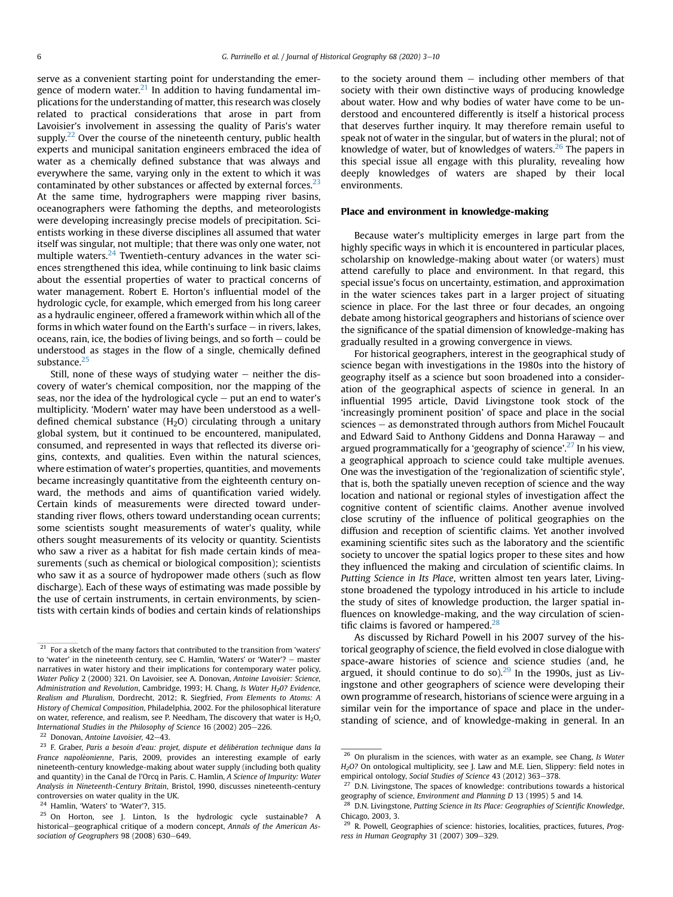serve as a convenient starting point for understanding the emergence of modern water.[21] In addition to having fundamental implications for the understanding of matter, this research was closely related to practical considerations that arose in part from Lavoisier's involvement in assessing the quality of Paris's water supply.[22] Over the course of the nineteenth century, public health experts and municipal sanitation engineers embraced the idea of water as a chemically defined substance that was always and everywhere the same, varying only in the extent to which it was contaminated by other substances or affected by external forces.[23] At the same time, hydrographers were mapping river basins, oceanographers were fathoming the depths, and meteorologists were developing increasingly precise models of precipitation. Scientists working in these diverse disciplines all assumed that water itself was singular, not multiple; that there was only one water, not multiple waters.[24] Twentieth-century advances in the water sciences strengthened this idea, while continuing to link basic claims about the essential properties of water to practical concerns of water management. Robert E. Horton's influential model of the hydrologic cycle, for example, which emerged from his long career as a hydraulic engineer, offered a framework within which all of the forms in which water found on the Earth's surface – in rivers, lakes, oceans, rain, ice, the bodies of living beings, and so forth – could be understood as stages in the flow of a single, chemically defined substance.[25]

Still, none of these ways of studying water – neither the discovery of water's chemical composition, nor the mapping of the seas, nor the idea of the hydrological cycle – put an end to water's multiplicity. 'Modern' water may have been understood as a well-defined chemical substance ($H_2O$) circulating through a unitary global system, but it continued to be encountered, manipulated, consumed, and represented in ways that reflected its diverse origins, contexts, and qualities. Even within the natural sciences, where estimation of water's properties, quantities, and movements became increasingly quantitative from the eighteenth century onward, the methods and aims of quantification varied widely. Certain kinds of measurements were directed toward understanding river flows, others toward understanding ocean currents; some scientists sought measurements of water's quality, while others sought measurements of its velocity or quantity. Scientists who saw a river as a habitat for fish made certain kinds of measurements (such as chemical or biological composition); scientists who saw it as a source of hydropower made others (such as flow discharge). Each of these ways of estimating was made possible by the use of certain instruments, in certain environments, by scientists with certain kinds of bodies and certain kinds of relationships to the society around them – including other members of that society with their own distinctive ways of producing knowledge about water. How and why bodies of water have come to be understood and encountered differently is itself a historical process that deserves further inquiry. It may therefore remain useful to speak not of water in the singular, but of waters in the plural; not of knowledge of water, but of knowledges of waters.[26] The papers in this special issue all engage with this plurality, revealing how deeply knowledges of waters are shaped by their local environments.

### Place and environment in knowledge-making

Because water's multiplicity emerges in large part from the highly specific ways in which it is encountered in particular places, scholarship on knowledge-making about water (or waters) must attend carefully to place and environment. In that regard, this special issue's focus on uncertainty, estimation, and approximation in the water sciences takes part in a larger project of situating science in place. For the last three or four decades, an ongoing debate among historical geographers and historians of science over the significance of the spatial dimension of knowledge-making has gradually resulted in a growing convergence in views.

For historical geographers, interest in the geographical study of science began with investigations in the 1980s into the history of geography itself as a science but soon broadened into a consideration of the geographical aspects of science in general. In an influential 1995 article, David Livingstone took stock of the 'increasingly prominent position' of space and place in the social sciences – as demonstrated through authors from Michel Foucault and Edward Said to Anthony Giddens and Donna Haraway – and argued programmatically for a 'geography of science'.[27] In his view, a geographical approach to science could take multiple avenues. One was the investigation of the 'regionalization of scientific style', that is, both the spatially uneven reception of science and the way location and national or regional styles of investigation affect the cognitive content of scientific claims. Another avenue involved close scrutiny of the influence of political geographies on the diffusion and reception of scientific claims. Yet another involved examining scientific sites such as the laboratory and the scientific society to uncover the spatial logics proper to these sites and how they influenced the making and circulation of scientific claims. In *Putting Science in Its Place*, written almost ten years later, Livingstone broadened the typology introduced in his article to include the study of sites of knowledge production, the larger spatial influences on knowledge-making, and the way circulation of scientific claims is favored or hampered.[28]

As discussed by Richard Powell in his 2007 survey of the historical geography of science, the field evolved in close dialogue with space-aware histories of science and science studies (and, he argued, it should continue to do so).[29] In the 1990s, just as Livingstone and other geographers of science were developing their own programme of research, historians of science were arguing in a similar vein for the importance of space and place in the understanding of science, and of knowledge-making in general. In an

---

[21] For a sketch of the many factors that contributed to the transition from 'waters' to 'water' in the nineteenth century, see C. Hamlin, 'Waters' or 'Water'? – master narratives in water history and their implications for contemporary water policy, *Water Policy* 2 (2000) 321. On Lavoisier, see A. Donovan, *Antoine Lavoisier: Science, Administration and Revolution*, Cambridge, 1993; H. Chang, *Is Water $H_2O$? Evidence, Realism and Pluralism*, Dordrecht, 2012; R. Siegfried, *From Elements to Atoms: A History of Chemical Composition*, Philadelphia, 2002. For the philosophical literature on water, reference, and realism, see P. Needham, The discovery that water is $H_2O$, *International Studies in the Philosophy of Science* 16 (2002) 205–226.

[22] Donovan, *Antoine Lavoisier*, 42–43.

[23] F. Graber, *Paris a besoin d'eau: projet, dispute et délibération technique dans la France napoléonienne*, Paris, 2009, provides an interesting example of early nineteenth-century knowledge-making about water supply (including both quality and quantity) in the Canal de l'Orcq in Paris. C. Hamlin, *A Science of Impurity: Water Analysis in Nineteenth-Century Britain*, Bristol, 1990, discusses nineteenth-century controversies on water quality in the UK.

[24] Hamlin, 'Waters' to 'Water'?, 315.

[25] On Horton, see J. Linton, Is the hydrologic cycle sustainable? A historical–geographical critique of a modern concept, *Annals of the American Association of Geographers* 98 (2008) 630–649.

[26] On pluralism in the sciences, with water as an example, see Chang, *Is Water $H_2O$?* On ontological multiplicity, see J. Law and M.E. Lien, Slippery: field notes in empirical ontology, *Social Studies of Science* 43 (2012) 363–378.

[27] D.N. Livingstone, The spaces of knowledge: contributions towards a historical geography of science, *Environment and Planning D* 13 (1995) 5 and 14.

[28] D.N. Livingstone, *Putting Science in Its Place: Geographies of Scientific Knowledge*, Chicago, 2003, 3.

[29] R. Powell, Geographies of science: histories, localities, practices, futures, *Progress in Human Geography* 31 (2007) 309–329.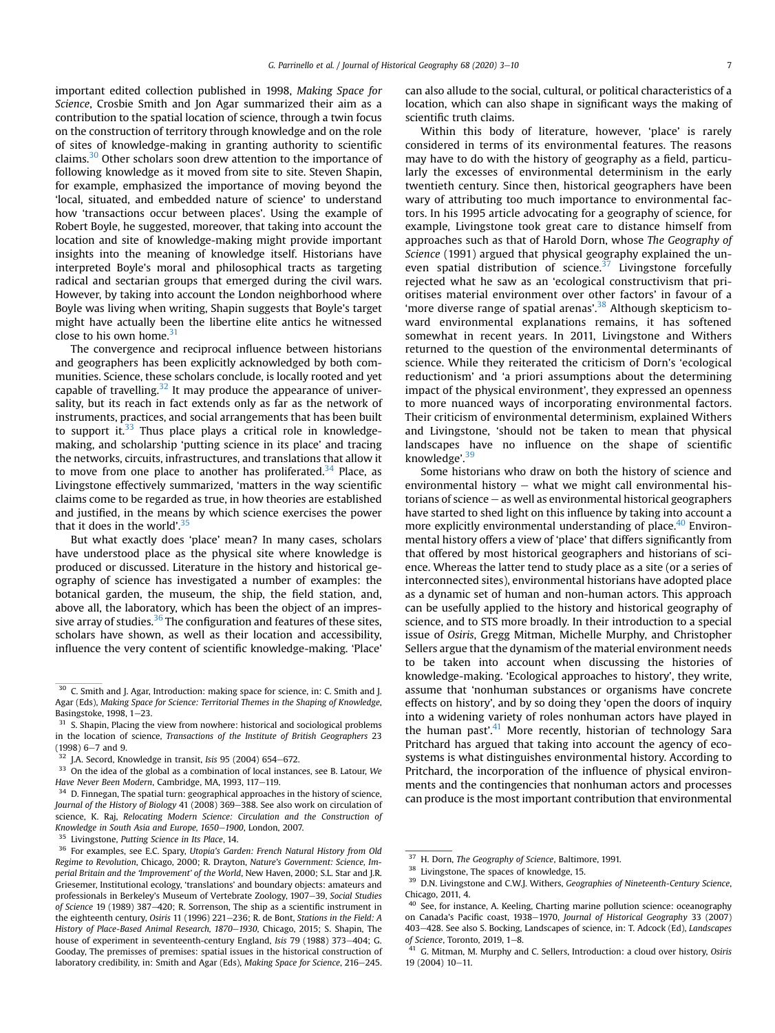important edited collection published in 1998, *Making Space for Science*, Crosbie Smith and Jon Agar summarized their aim as a contribution to the spatial location of science, through a twin focus on the construction of territory through knowledge and on the role of sites of knowledge-making in granting authority to scientific claims.[30] Other scholars soon drew attention to the importance of following knowledge as it moved from site to site. Steven Shapin, for example, emphasized the importance of moving beyond the 'local, situated, and embedded nature of science' to understand how 'transactions occur between places'. Using the example of Robert Boyle, he suggested, moreover, that taking into account the location and site of knowledge-making might provide important insights into the meaning of knowledge itself. Historians have interpreted Boyle's moral and philosophical tracts as targeting radical and sectarian groups that emerged during the civil wars. However, by taking into account the London neighborhood where Boyle was living when writing, Shapin suggests that Boyle's target might have actually been the libertine elite antics he witnessed close to his own home.[31]

The convergence and reciprocal influence between historians and geographers has been explicitly acknowledged by both communities. Science, these scholars conclude, is locally rooted and yet capable of travelling.[32] It may produce the appearance of universality, but its reach in fact extends only as far as the network of instruments, practices, and social arrangements that has been built to support it.[33] Thus place plays a critical role in knowledge-making, and scholarship 'putting science in its place' and tracing the networks, circuits, infrastructures, and translations that allow it to move from one place to another has proliferated.[34] Place, as Livingstone effectively summarized, 'matters in the way scientific claims come to be regarded as true, in how theories are established and justified, in the means by which science exercises the power that it does in the world'.[35]

But what exactly does 'place' mean? In many cases, scholars have understood place as the physical site where knowledge is produced or discussed. Literature in the history and historical geography of science has investigated a number of examples: the botanical garden, the museum, the ship, the field station, and, above all, the laboratory, which has been the object of an impressive array of studies.[36] The configuration and features of these sites, scholars have shown, as well as their location and accessibility, influence the very content of scientific knowledge-making. 'Place' can also allude to the social, cultural, or political characteristics of a location, which can also shape in significant ways the making of scientific truth claims.

Within this body of literature, however, 'place' is rarely considered in terms of its environmental features. The reasons may have to do with the history of geography as a field, particularly the excesses of environmental determinism in the early twentieth century. Since then, historical geographers have been wary of attributing too much importance to environmental factors. In his 1995 article advocating for a geography of science, for example, Livingstone took great care to distance himself from approaches such as that of Harold Dorn, whose *The Geography of Science* (1991) argued that physical geography explained the uneven spatial distribution of science.[37] Livingstone forcefully rejected what he saw as an 'ecological constructivism that prioritises material environment over other factors' in favour of a 'more diverse range of spatial arenas'.[38] Although skepticism toward environmental explanations remains, it has softened somewhat in recent years. In 2011, Livingstone and Withers returned to the question of the environmental determinants of science. While they reiterated the criticism of Dorn's 'ecological reductionism' and 'a priori assumptions about the determining impact of the physical environment', they expressed an openness to more nuanced ways of incorporating environmental factors. Their criticism of environmental determinism, explained Withers and Livingstone, 'should not be taken to mean that physical landscapes have no influence on the shape of scientific knowledge'.[39]

Some historians who draw on both the history of science and environmental history — what we might call environmental historians of science — as well as environmental historical geographers have started to shed light on this influence by taking into account a more explicitly environmental understanding of place.[40] Environmental history offers a view of 'place' that differs significantly from that offered by most historical geographers and historians of science. Whereas the latter tend to study place as a site (or a series of interconnected sites), environmental historians have adopted place as a dynamic set of human and non-human actors. This approach can be usefully applied to the history and historical geography of science, and to STS more broadly. In their introduction to a special issue of *Osiris*, Gregg Mitman, Michelle Murphy, and Christopher Sellers argue that the dynamism of the material environment needs to be taken into account when discussing the histories of knowledge-making. 'Ecological approaches to history', they write, assume that 'nonhuman substances or organisms have concrete effects on history', and by so doing they 'open the doors of inquiry into a widening variety of roles nonhuman actors have played in the human past'.[41] More recently, historian of technology Sara Pritchard has argued that taking into account the agency of ecosystems is what distinguishes environmental history. According to Pritchard, the incorporation of the influence of physical environments and the contingencies that nonhuman actors and processes can produce is the most important contribution that environmental

---

[30] C. Smith and J. Agar, Introduction: making space for science, in: C. Smith and J. Agar (Eds), *Making Space for Science: Territorial Themes in the Shaping of Knowledge*, Basingstoke, 1998, 1–23.

[31] S. Shapin, Placing the view from nowhere: historical and sociological problems in the location of science, *Transactions of the Institute of British Geographers* 23 (1998) 6–7 and 9.

[32] J.A. Secord, Knowledge in transit, *Isis* 95 (2004) 654–672.

[33] On the idea of the global as a combination of local instances, see B. Latour, *We Have Never Been Modern*, Cambridge, MA, 1993, 117–119.

[34] D. Finnegan, The spatial turn: geographical approaches in the history of science, *Journal of the History of Biology* 41 (2008) 369–388. See also work on circulation of science, K. Raj, *Relocating Modern Science: Circulation and the Construction of Knowledge in South Asia and Europe, 1650–1900*, London, 2007.

[35] Livingstone, *Putting Science in Its Place*, 14.

[36] For examples, see E.C. Spary, *Utopia's Garden: French Natural History from Old Regime to Revolution*, Chicago, 2000; R. Drayton, *Nature's Government: Science, Imperial Britain and the 'Improvement' of the World*, New Haven, 2000; S.L. Star and J.R. Griesemer, Institutional ecology, 'translations' and boundary objects: amateurs and professionals in Berkeley's Museum of Vertebrate Zoology, 1907–39, *Social Studies of Science* 19 (1989) 387–420; R. Sorrenson, The ship as a scientific instrument in the eighteenth century, *Osiris* 11 (1996) 221–236; R. de Bont, *Stations in the Field: A History of Place-Based Animal Research, 1870–1930*, Chicago, 2015; S. Shapin, The house of experiment in seventeenth-century England, *Isis* 79 (1988) 373–404; G. Gooday, The premisses of premises: spatial issues in the historical construction of laboratory credibility, in: Smith and Agar (Eds), *Making Space for Science*, 216–245.

[37] H. Dorn, *The Geography of Science*, Baltimore, 1991.

[38] Livingstone, The spaces of knowledge, 15.

[39] D.N. Livingstone and C.W.J. Withers, *Geographies of Nineteenth-Century Science*, Chicago, 2011, 4.

[40] See, for instance, A. Keeling, Charting marine pollution science: oceanography on Canada's Pacific coast, 1938–1970, *Journal of Historical Geography* 33 (2007) 403–428. See also S. Bocking, Landscapes of science, in: T. Adcock (Ed), *Landscapes of Science*, Toronto, 2019, 1–8.

[41] G. Mitman, M. Murphy and C. Sellers, Introduction: a cloud over history, *Osiris* 19 (2004) 10–11.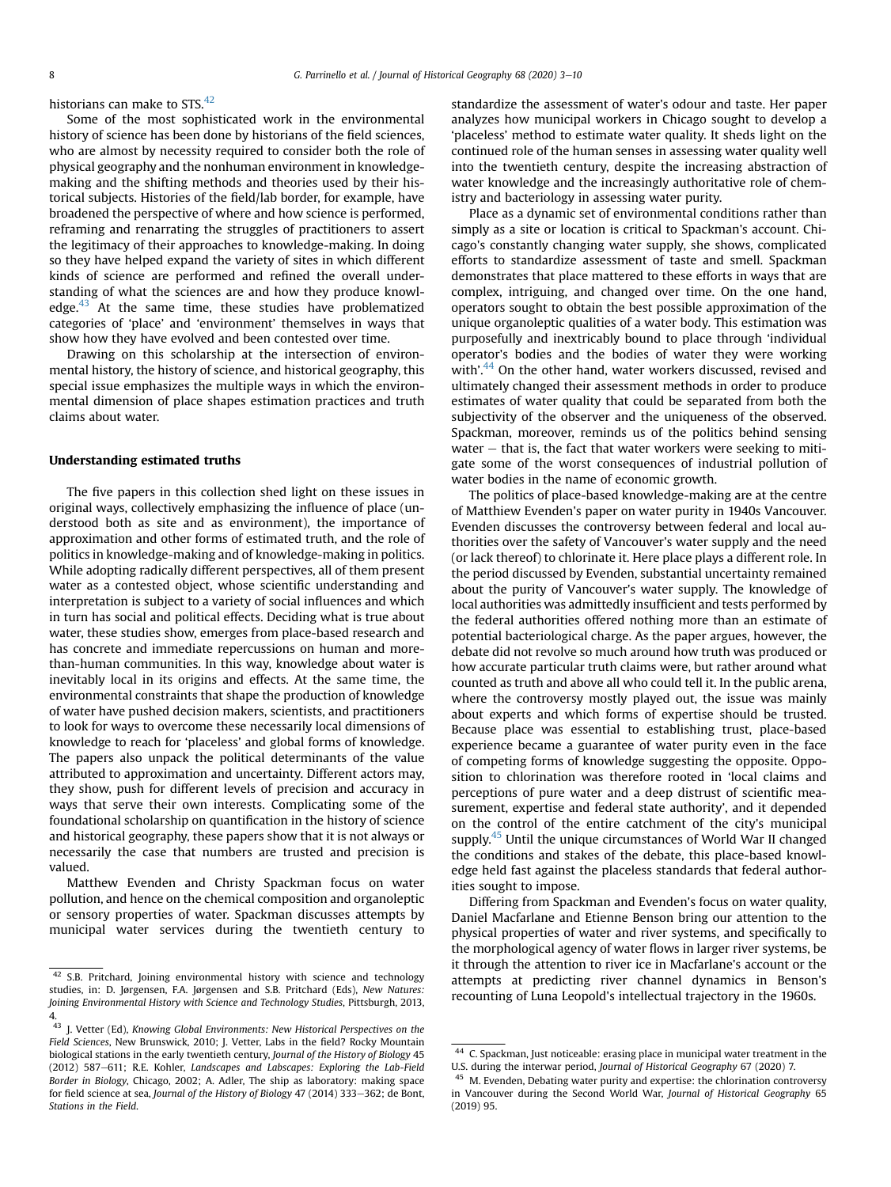historians can make to STS.[42]

Some of the most sophisticated work in the environmental history of science has been done by historians of the field sciences, who are almost by necessity required to consider both the role of physical geography and the nonhuman environment in knowledge-making and the shifting methods and theories used by their historical subjects. Histories of the field/lab border, for example, have broadened the perspective of where and how science is performed, reframing and renarrating the struggles of practitioners to assert the legitimacy of their approaches to knowledge-making. In doing so they have helped expand the variety of sites in which different kinds of science are performed and refined the overall understanding of what the sciences are and how they produce knowledge.[43] At the same time, these studies have problematized categories of 'place' and 'environment' themselves in ways that show how they have evolved and been contested over time.

Drawing on this scholarship at the intersection of environmental history, the history of science, and historical geography, this special issue emphasizes the multiple ways in which the environmental dimension of place shapes estimation practices and truth claims about water.

## Understanding estimated truths

The five papers in this collection shed light on these issues in original ways, collectively emphasizing the influence of place (understood both as site and as environment), the importance of approximation and other forms of estimated truth, and the role of politics in knowledge-making and of knowledge-making in politics. While adopting radically different perspectives, all of them present water as a contested object, whose scientific understanding and interpretation is subject to a variety of social influences and which in turn has social and political effects. Deciding what is true about water, these studies show, emerges from place-based research and has concrete and immediate repercussions on human and more-than-human communities. In this way, knowledge about water is inevitably local in its origins and effects. At the same time, the environmental constraints that shape the production of knowledge of water have pushed decision makers, scientists, and practitioners to look for ways to overcome these necessarily local dimensions of knowledge to reach for 'placeless' and global forms of knowledge. The papers also unpack the political determinants of the value attributed to approximation and uncertainty. Different actors may, they show, push for different levels of precision and accuracy in ways that serve their own interests. Complicating some of the foundational scholarship on quantification in the history of science and historical geography, these papers show that it is not always or necessarily the case that numbers are trusted and precision is valued.

Matthew Evenden and Christy Spackman focus on water pollution, and hence on the chemical composition and organoleptic or sensory properties of water. Spackman discusses attempts by municipal water services during the twentieth century to standardize the assessment of water's odour and taste. Her paper analyzes how municipal workers in Chicago sought to develop a 'placeless' method to estimate water quality. It sheds light on the continued role of the human senses in assessing water quality well into the twentieth century, despite the increasing abstraction of water knowledge and the increasingly authoritative role of chemistry and bacteriology in assessing water purity.

Place as a dynamic set of environmental conditions rather than simply as a site or location is critical to Spackman's account. Chicago's constantly changing water supply, she shows, complicated efforts to standardize assessment of taste and smell. Spackman demonstrates that place mattered to these efforts in ways that are complex, intriguing, and changed over time. On the one hand, operators sought to obtain the best possible approximation of the unique organoleptic qualities of a water body. This estimation was purposefully and inextricably bound to place through 'individual operator's bodies and the bodies of water they were working with'.[44] On the other hand, water workers discussed, revised and ultimately changed their assessment methods in order to produce estimates of water quality that could be separated from both the subjectivity of the observer and the uniqueness of the observed. Spackman, moreover, reminds us of the politics behind sensing water – that is, the fact that water workers were seeking to mitigate some of the worst consequences of industrial pollution of water bodies in the name of economic growth.

The politics of place-based knowledge-making are at the centre of Matthiew Evenden's paper on water purity in 1940s Vancouver. Evenden discusses the controversy between federal and local authorities over the safety of Vancouver's water supply and the need (or lack thereof) to chlorinate it. Here place plays a different role. In the period discussed by Evenden, substantial uncertainty remained about the purity of Vancouver's water supply. The knowledge of local authorities was admittedly insufficient and tests performed by the federal authorities offered nothing more than an estimate of potential bacteriological charge. As the paper argues, however, the debate did not revolve so much around how truth was produced or how accurate particular truth claims were, but rather around what counted as truth and above all who could tell it. In the public arena, where the controversy mostly played out, the issue was mainly about experts and which forms of expertise should be trusted. Because place was essential to establishing trust, place-based experience became a guarantee of water purity even in the face of competing forms of knowledge suggesting the opposite. Opposition to chlorination was therefore rooted in 'local claims and perceptions of pure water and a deep distrust of scientific measurement, expertise and federal state authority', and it depended on the control of the entire catchment of the city's municipal supply.[45] Until the unique circumstances of World War II changed the conditions and stakes of the debate, this place-based knowledge held fast against the placeless standards that federal authorities sought to impose.

Differing from Spackman and Evenden's focus on water quality, Daniel Macfarlane and Etienne Benson bring our attention to the physical properties of water and river systems, and specifically to the morphological agency of water flows in larger river systems, be it through the attention to river ice in Macfarlane's account or the attempts at predicting river channel dynamics in Benson's recounting of Luna Leopold's intellectual trajectory in the 1960s.

---

[42] S.B. Pritchard, Joining environmental history with science and technology studies, in: D. Jørgensen, F.A. Jørgensen and S.B. Pritchard (Eds), *New Natures: Joining Environmental History with Science and Technology Studies*, Pittsburgh, 2013, 4.

[43] J. Vetter (Ed), *Knowing Global Environments: New Historical Perspectives on the Field Sciences*, New Brunswick, 2010; J. Vetter, Labs in the field? Rocky Mountain biological stations in the early twentieth century, *Journal of the History of Biology* 45 (2012) 587–611; R.E. Kohler, *Landscapes and Labscapes: Exploring the Lab-Field Border in Biology*, Chicago, 2002; A. Adler, The ship as laboratory: making space for field science at sea, *Journal of the History of Biology* 47 (2014) 333–362; de Bont, *Stations in the Field*.

[44] C. Spackman, Just noticeable: erasing place in municipal water treatment in the U.S. during the interwar period, *Journal of Historical Geography* 67 (2020) 7.

[45] M. Evenden, Debating water purity and expertise: the chlorination controversy in Vancouver during the Second World War, *Journal of Historical Geography* 65 (2019) 95.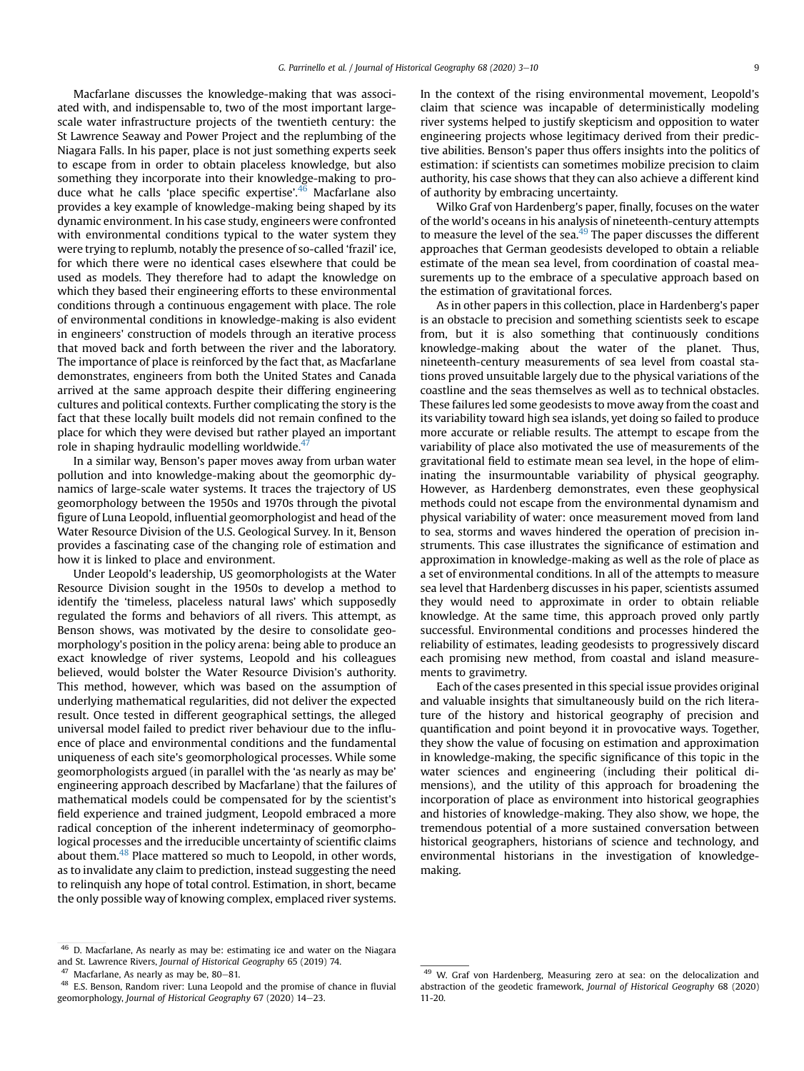Macfarlane discusses the knowledge-making that was associated with, and indispensable to, two of the most important large-scale water infrastructure projects of the twentieth century: the St Lawrence Seaway and Power Project and the replumbing of the Niagara Falls. In his paper, place is not just something experts seek to escape from in order to obtain placeless knowledge, but also something they incorporate into their knowledge-making to produce what he calls 'place specific expertise'.[46] Macfarlane also provides a key example of knowledge-making being shaped by its dynamic environment. In his case study, engineers were confronted with environmental conditions typical to the water system they were trying to replumb, notably the presence of so-called 'frazil' ice, for which there were no identical cases elsewhere that could be used as models. They therefore had to adapt the knowledge on which they based their engineering efforts to these environmental conditions through a continuous engagement with place. The role of environmental conditions in knowledge-making is also evident in engineers' construction of models through an iterative process that moved back and forth between the river and the laboratory. The importance of place is reinforced by the fact that, as Macfarlane demonstrates, engineers from both the United States and Canada arrived at the same approach despite their differing engineering cultures and political contexts. Further complicating the story is the fact that these locally built models did not remain confined to the place for which they were devised but rather played an important role in shaping hydraulic modelling worldwide.[47]

In a similar way, Benson's paper moves away from urban water pollution and into knowledge-making about the geomorphic dynamics of large-scale water systems. It traces the trajectory of US geomorphology between the 1950s and 1970s through the pivotal figure of Luna Leopold, influential geomorphologist and head of the Water Resource Division of the U.S. Geological Survey. In it, Benson provides a fascinating case of the changing role of estimation and how it is linked to place and environment.

Under Leopold's leadership, US geomorphologists at the Water Resource Division sought in the 1950s to develop a method to identify the 'timeless, placeless natural laws' which supposedly regulated the forms and behaviors of all rivers. This attempt, as Benson shows, was motivated by the desire to consolidate geomorphology's position in the policy arena: being able to produce an exact knowledge of river systems, Leopold and his colleagues believed, would bolster the Water Resource Division's authority. This method, however, which was based on the assumption of underlying mathematical regularities, did not deliver the expected result. Once tested in different geographical settings, the alleged universal model failed to predict river behaviour due to the influence of place and environmental conditions and the fundamental uniqueness of each site's geomorphological processes. While some geomorphologists argued (in parallel with the 'as nearly as may be' engineering approach described by Macfarlane) that the failures of mathematical models could be compensated for by the scientist's field experience and trained judgment, Leopold embraced a more radical conception of the inherent indeterminacy of geomorphological processes and the irreducible uncertainty of scientific claims about them.[48] Place mattered so much to Leopold, in other words, as to invalidate any claim to prediction, instead suggesting the need to relinquish any hope of total control. Estimation, in short, became the only possible way of knowing complex, emplaced river systems. In the context of the rising environmental movement, Leopold's claim that science was incapable of deterministically modeling river systems helped to justify skepticism and opposition to water engineering projects whose legitimacy derived from their predictive abilities. Benson's paper thus offers insights into the politics of estimation: if scientists can sometimes mobilize precision to claim authority, his case shows that they can also achieve a different kind of authority by embracing uncertainty.

Wilko Graf von Hardenberg's paper, finally, focuses on the water of the world's oceans in his analysis of nineteenth-century attempts to measure the level of the sea.[49] The paper discusses the different approaches that German geodesists developed to obtain a reliable estimate of the mean sea level, from coordination of coastal measurements up to the embrace of a speculative approach based on the estimation of gravitational forces.

As in other papers in this collection, place in Hardenberg's paper is an obstacle to precision and something scientists seek to escape from, but it is also something that continuously conditions knowledge-making about the water of the planet. Thus, nineteenth-century measurements of sea level from coastal stations proved unsuitable largely due to the physical variations of the coastline and the seas themselves as well as to technical obstacles. These failures led some geodesists to move away from the coast and its variability toward high sea islands, yet doing so failed to produce more accurate or reliable results. The attempt to escape from the variability of place also motivated the use of measurements of the gravitational field to estimate mean sea level, in the hope of eliminating the insurmountable variability of physical geography. However, as Hardenberg demonstrates, even these geophysical methods could not escape from the environmental dynamism and physical variability of water: once measurement moved from land to sea, storms and waves hindered the operation of precision instruments. This case illustrates the significance of estimation and approximation in knowledge-making as well as the role of place as a set of environmental conditions. In all of the attempts to measure sea level that Hardenberg discusses in his paper, scientists assumed they would need to approximate in order to obtain reliable knowledge. At the same time, this approach proved only partly successful. Environmental conditions and processes hindered the reliability of estimates, leading geodesists to progressively discard each promising new method, from coastal and island measurements to gravimetry.

Each of the cases presented in this special issue provides original and valuable insights that simultaneously build on the rich literature of the history and historical geography of precision and quantification and point beyond it in provocative ways. Together, they show the value of focusing on estimation and approximation in knowledge-making, the specific significance of this topic in the water sciences and engineering (including their political dimensions), and the utility of this approach for broadening the incorporation of place as environment into historical geographies and histories of knowledge-making. They also show, we hope, the tremendous potential of a more sustained conversation between historical geographers, historians of science and technology, and environmental historians in the investigation of knowledge-making.

---

[46] D. Macfarlane, As nearly as may be: estimating ice and water on the Niagara and St. Lawrence Rivers, *Journal of Historical Geography* 65 (2019) 74.

[47] Macfarlane, As nearly as may be, 80–81.

[48] E.S. Benson, Random river: Luna Leopold and the promise of chance in fluvial geomorphology, *Journal of Historical Geography* 67 (2020) 14–23.

[49] W. Graf von Hardenberg, Measuring zero at sea: on the delocalization and abstraction of the geodetic framework, *Journal of Historical Geography* 68 (2020) 11-20.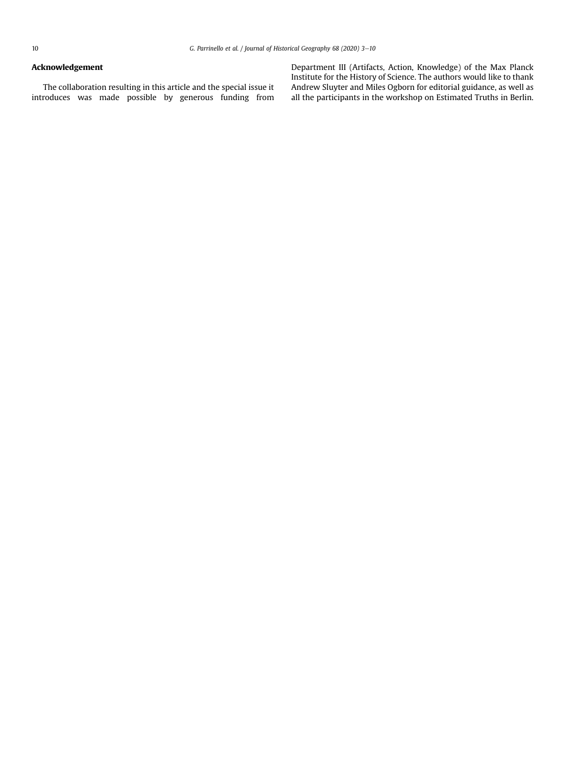## Acknowledgement

The collaboration resulting in this article and the special issue it introduces was made possible by generous funding from Department III (Artifacts, Action, Knowledge) of the Max Planck Institute for the History of Science. The authors would like to thank Andrew Sluyter and Miles Ogborn for editorial guidance, as well as all the participants in the workshop on Estimated Truths in Berlin.